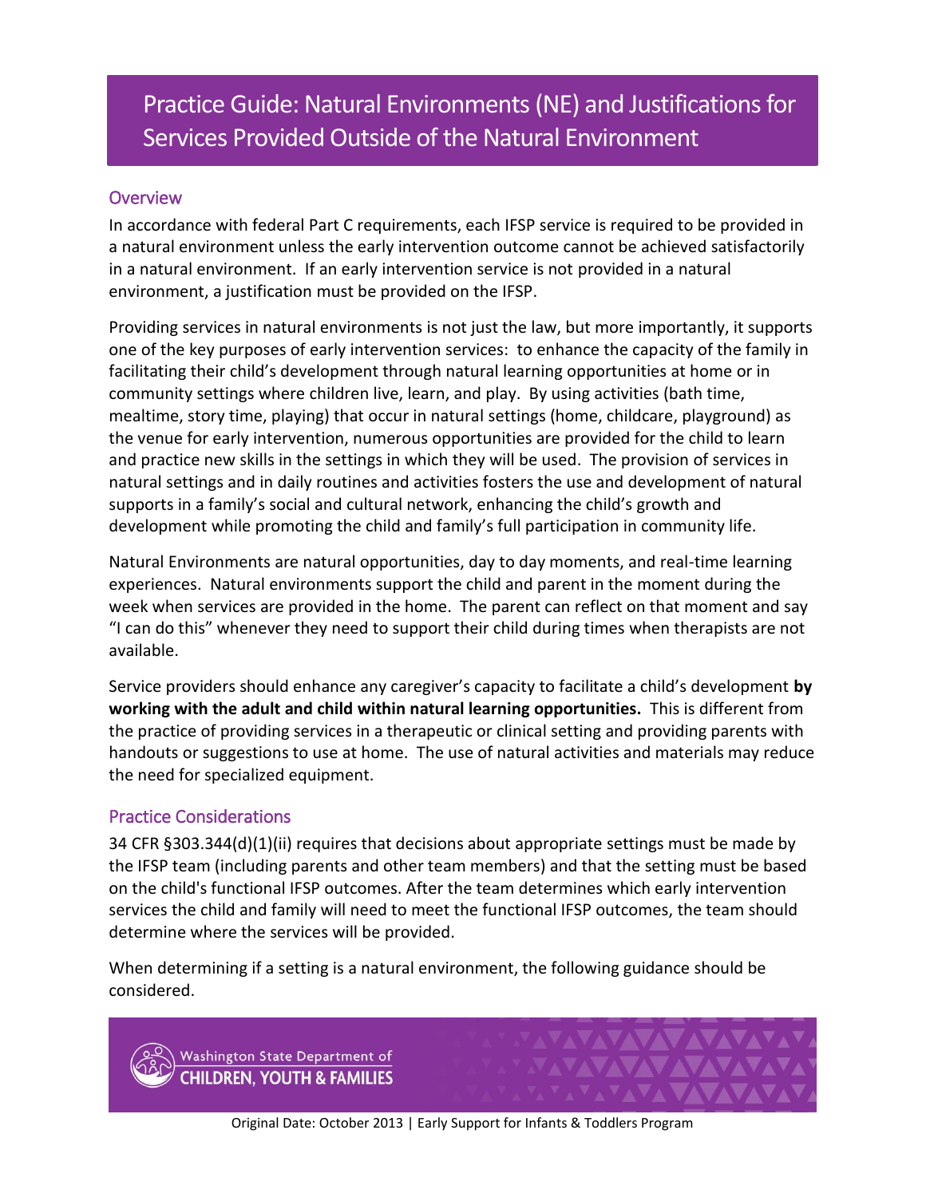# Practice Guide: Natural Environments (NE) and Justifications for Services Provided Outside of the Natural Environment

## Overview

In accordance with federal Part C requirements, each IFSP service is required to be provided in a natural environment unless the early intervention outcome cannot be achieved satisfactorily in a natural environment. If an early intervention service is not provided in a natural environment, a justification must be provided on the IFSP.

Providing services in natural environments is not just the law, but more importantly, it supports one of the key purposes of early intervention services: to enhance the capacity of the family in facilitating their child's development through natural learning opportunities at home or in community settings where children live, learn, and play. By using activities (bath time, mealtime, story time, playing) that occur in natural settings (home, childcare, playground) as the venue for early intervention, numerous opportunities are provided for the child to learn and practice new skills in the settings in which they will be used. The provision of services in natural settings and in daily routines and activities fosters the use and development of natural supports in a family's social and cultural network, enhancing the child's growth and development while promoting the child and family's full participation in community life.

Natural Environments are natural opportunities, day to day moments, and real-time learning experiences. Natural environments support the child and parent in the moment during the week when services are provided in the home. The parent can reflect on that moment and say "I can do this" whenever they need to support their child during times when therapists are not available.

Service providers should enhance any caregiver's capacity to facilitate a child's development **by working with the adult and child within natural learning opportunities.** This is different from the practice of providing services in a therapeutic or clinical setting and providing parents with handouts or suggestions to use at home. The use of natural activities and materials may reduce the need for specialized equipment.

## Practice Considerations

34 CFR §303.344(d)(1)(ii) requires that decisions about appropriate settings must be made by the IFSP team (including parents and other team members) and that the setting must be based on the child's functional IFSP outcomes. After the team determines which early intervention services the child and family will need to meet the functional IFSP outcomes, the team should determine where the services will be provided.

When determining if a setting is a natural environment, the following guidance should be considered.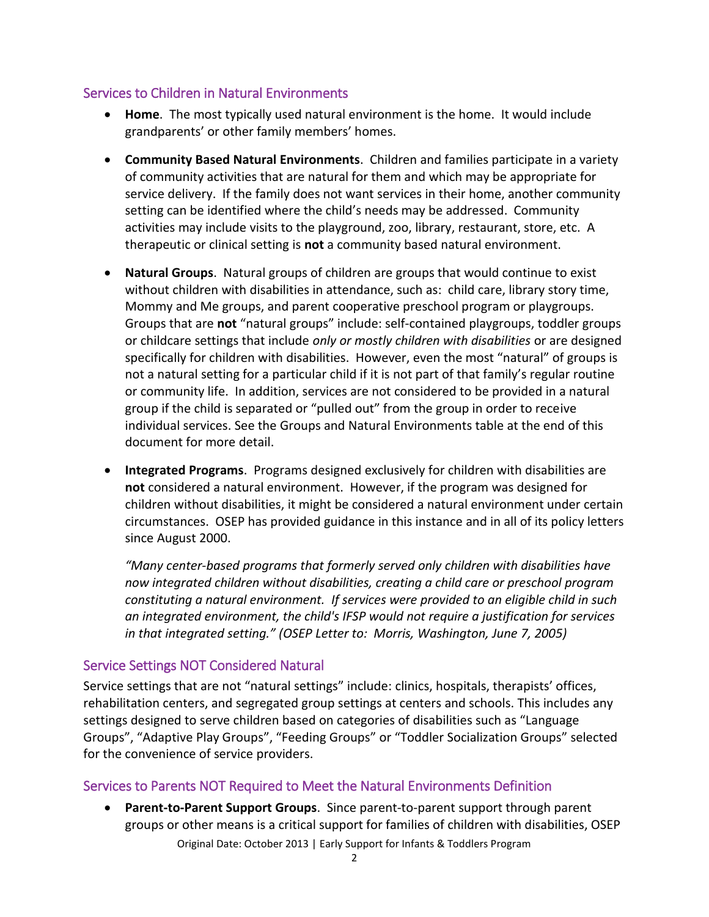## Services to Children in Natural Environments

- **Home**. The most typically used natural environment is the home. It would include grandparents' or other family members' homes.

- **Community Based Natural Environments**. Children and families participate in a variety of community activities that are natural for them and which may be appropriate for service delivery. If the family does not want services in their home, another community setting can be identified where the child's needs may be addressed. Community activities may include visits to the playground, zoo, library, restaurant, store, etc. A therapeutic or clinical setting is **not** a community based natural environment.

- **Natural Groups**. Natural groups of children are groups that would continue to exist without children with disabilities in attendance, such as: child care, library story time, Mommy and Me groups, and parent cooperative preschool program or playgroups. Groups that are **not** "natural groups" include: self-contained playgroups, toddler groups or childcare settings that include *only or mostly children with disabilities* or are designed specifically for children with disabilities. However, even the most "natural" of groups is not a natural setting for a particular child if it is not part of that family's regular routine or community life. In addition, services are not considered to be provided in a natural group if the child is separated or "pulled out" from the group in order to receive individual services. See the Groups and Natural Environments table at the end of this document for more detail.

- **Integrated Programs**. Programs designed exclusively for children with disabilities are **not** considered a natural environment. However, if the program was designed for children without disabilities, it might be considered a natural environment under certain circumstances. OSEP has provided guidance in this instance and in all of its policy letters since August 2000.

  *"Many center-based programs that formerly served only children with disabilities have now integrated children without disabilities, creating a child care or preschool program constituting a natural environment. If services were provided to an eligible child in such an integrated environment, the child's IFSP would not require a justification for services in that integrated setting." (OSEP Letter to: Morris, Washington, June 7, 2005)*

## Service Settings NOT Considered Natural

Service settings that are not "natural settings" include: clinics, hospitals, therapists' offices, rehabilitation centers, and segregated group settings at centers and schools. This includes any settings designed to serve children based on categories of disabilities such as "Language Groups", "Adaptive Play Groups", "Feeding Groups" or "Toddler Socialization Groups" selected for the convenience of service providers.

## Services to Parents NOT Required to Meet the Natural Environments Definition

- **Parent-to-Parent Support Groups**. Since parent-to-parent support through parent groups or other means is a critical support for families of children with disabilities, OSEP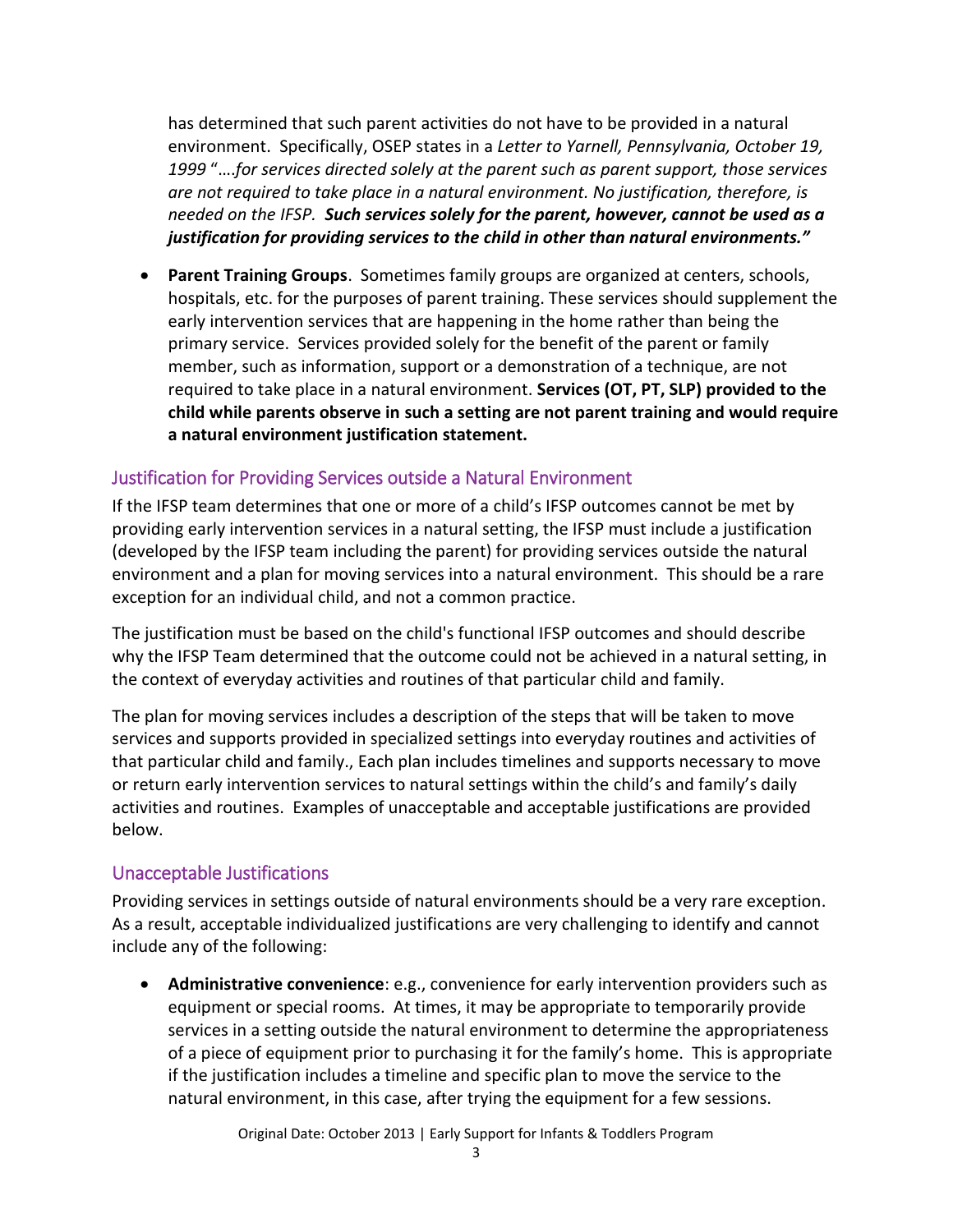has determined that such parent activities do not have to be provided in a natural environment. Specifically, OSEP states in a *Letter to Yarnell, Pennsylvania, October 19, 1999* "….*for services directed solely at the parent such as parent support, those services are not required to take place in a natural environment. No justification, therefore, is needed on the IFSP.* ***Such services solely for the parent, however, cannot be used as a justification for providing services to the child in other than natural environments."***

- **Parent Training Groups**. Sometimes family groups are organized at centers, schools, hospitals, etc. for the purposes of parent training. These services should supplement the early intervention services that are happening in the home rather than being the primary service. Services provided solely for the benefit of the parent or family member, such as information, support or a demonstration of a technique, are not required to take place in a natural environment. **Services (OT, PT, SLP) provided to the child while parents observe in such a setting are not parent training and would require a natural environment justification statement.**

## Justification for Providing Services outside a Natural Environment

If the IFSP team determines that one or more of a child's IFSP outcomes cannot be met by providing early intervention services in a natural setting, the IFSP must include a justification (developed by the IFSP team including the parent) for providing services outside the natural environment and a plan for moving services into a natural environment. This should be a rare exception for an individual child, and not a common practice.

The justification must be based on the child's functional IFSP outcomes and should describe why the IFSP Team determined that the outcome could not be achieved in a natural setting, in the context of everyday activities and routines of that particular child and family.

The plan for moving services includes a description of the steps that will be taken to move services and supports provided in specialized settings into everyday routines and activities of that particular child and family., Each plan includes timelines and supports necessary to move or return early intervention services to natural settings within the child's and family's daily activities and routines. Examples of unacceptable and acceptable justifications are provided below.

## Unacceptable Justifications

Providing services in settings outside of natural environments should be a very rare exception. As a result, acceptable individualized justifications are very challenging to identify and cannot include any of the following:

- **Administrative convenience**: e.g., convenience for early intervention providers such as equipment or special rooms. At times, it may be appropriate to temporarily provide services in a setting outside the natural environment to determine the appropriateness of a piece of equipment prior to purchasing it for the family's home. This is appropriate if the justification includes a timeline and specific plan to move the service to the natural environment, in this case, after trying the equipment for a few sessions.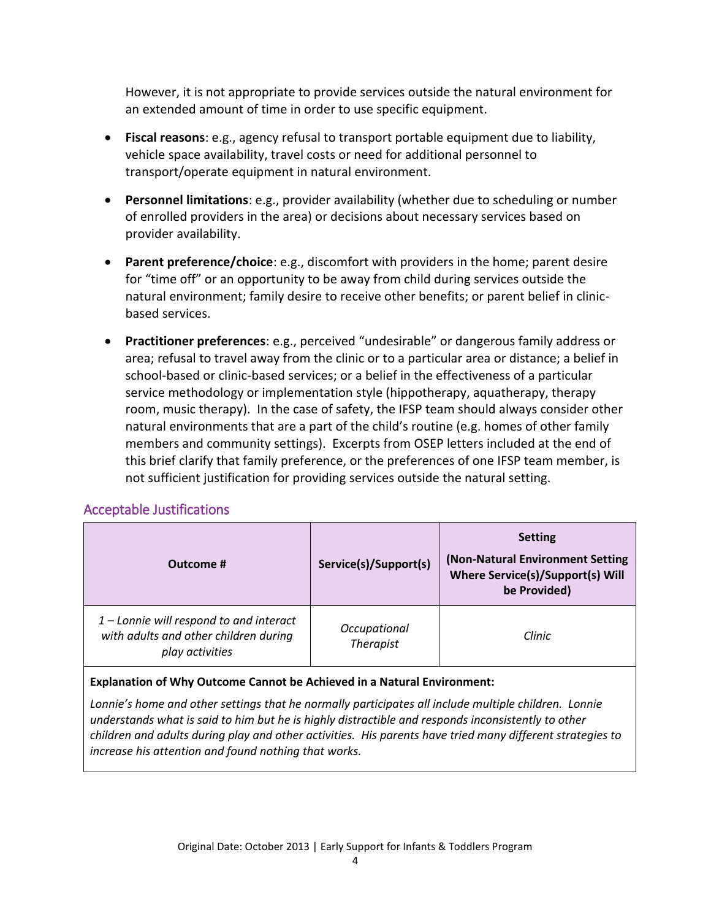However, it is not appropriate to provide services outside the natural environment for an extended amount of time in order to use specific equipment.

- **Fiscal reasons**: e.g., agency refusal to transport portable equipment due to liability, vehicle space availability, travel costs or need for additional personnel to transport/operate equipment in natural environment.
- **Personnel limitations**: e.g., provider availability (whether due to scheduling or number of enrolled providers in the area) or decisions about necessary services based on provider availability.
- **Parent preference/choice**: e.g., discomfort with providers in the home; parent desire for "time off" or an opportunity to be away from child during services outside the natural environment; family desire to receive other benefits; or parent belief in clinic-based services.
- **Practitioner preferences**: e.g., perceived "undesirable" or dangerous family address or area; refusal to travel away from the clinic or to a particular area or distance; a belief in school-based or clinic-based services; or a belief in the effectiveness of a particular service methodology or implementation style (hippotherapy, aquatherapy, therapy room, music therapy). In the case of safety, the IFSP team should always consider other natural environments that are a part of the child's routine (e.g. homes of other family members and community settings). Excerpts from OSEP letters included at the end of this brief clarify that family preference, or the preferences of one IFSP team member, is not sufficient justification for providing services outside the natural setting.

## Acceptable Justifications

| Outcome # | Service(s)/Support(s) | Setting (Non-Natural Environment Setting Where Service(s)/Support(s) Will be Provided) |
|---|---|---|
| *1 – Lonnie will respond to and interact with adults and other children during play activities* | *Occupational Therapist* | *Clinic* |

**Explanation of Why Outcome Cannot be Achieved in a Natural Environment:**

*Lonnie's home and other settings that he normally participates all include multiple children. Lonnie understands what is said to him but he is highly distractible and responds inconsistently to other children and adults during play and other activities. His parents have tried many different strategies to increase his attention and found nothing that works.*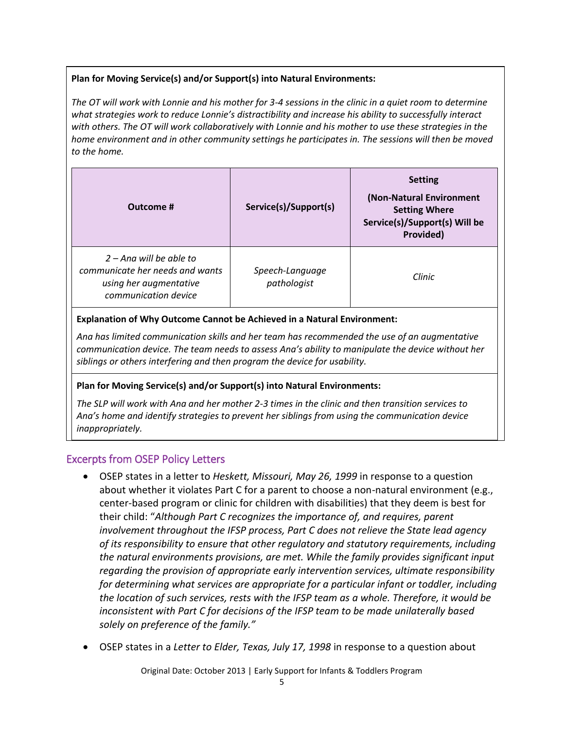**Plan for Moving Service(s) and/or Support(s) into Natural Environments:**

*The OT will work with Lonnie and his mother for 3-4 sessions in the clinic in a quiet room to determine what strategies work to reduce Lonnie's distractibility and increase his ability to successfully interact with others. The OT will work collaboratively with Lonnie and his mother to use these strategies in the home environment and in other community settings he participates in. The sessions will then be moved to the home.*

| Outcome # | Service(s)/Support(s) | Setting (Non-Natural Environment Setting Where Service(s)/Support(s) Will be Provided) |
|---|---|---|
| *2 – Ana will be able to communicate her needs and wants using her augmentative communication device* | *Speech-Language pathologist* | *Clinic* |

**Explanation of Why Outcome Cannot be Achieved in a Natural Environment:**

*Ana has limited communication skills and her team has recommended the use of an augmentative communication device. The team needs to assess Ana's ability to manipulate the device without her siblings or others interfering and then program the device for usability.*

**Plan for Moving Service(s) and/or Support(s) into Natural Environments:**

*The SLP will work with Ana and her mother 2-3 times in the clinic and then transition services to Ana's home and identify strategies to prevent her siblings from using the communication device inappropriately.*

## Excerpts from OSEP Policy Letters

- OSEP states in a letter to *Heskett, Missouri, May 26, 1999* in response to a question about whether it violates Part C for a parent to choose a non-natural environment (e.g., center-based program or clinic for children with disabilities) that they deem is best for their child: "*Although Part C recognizes the importance of, and requires, parent involvement throughout the IFSP process, Part C does not relieve the State lead agency of its responsibility to ensure that other regulatory and statutory requirements, including the natural environments provisions, are met. While the family provides significant input regarding the provision of appropriate early intervention services, ultimate responsibility for determining what services are appropriate for a particular infant or toddler, including the location of such services, rests with the IFSP team as a whole. Therefore, it would be inconsistent with Part C for decisions of the IFSP team to be made unilaterally based solely on preference of the family.*"
- OSEP states in a *Letter to Elder, Texas, July 17, 1998* in response to a question about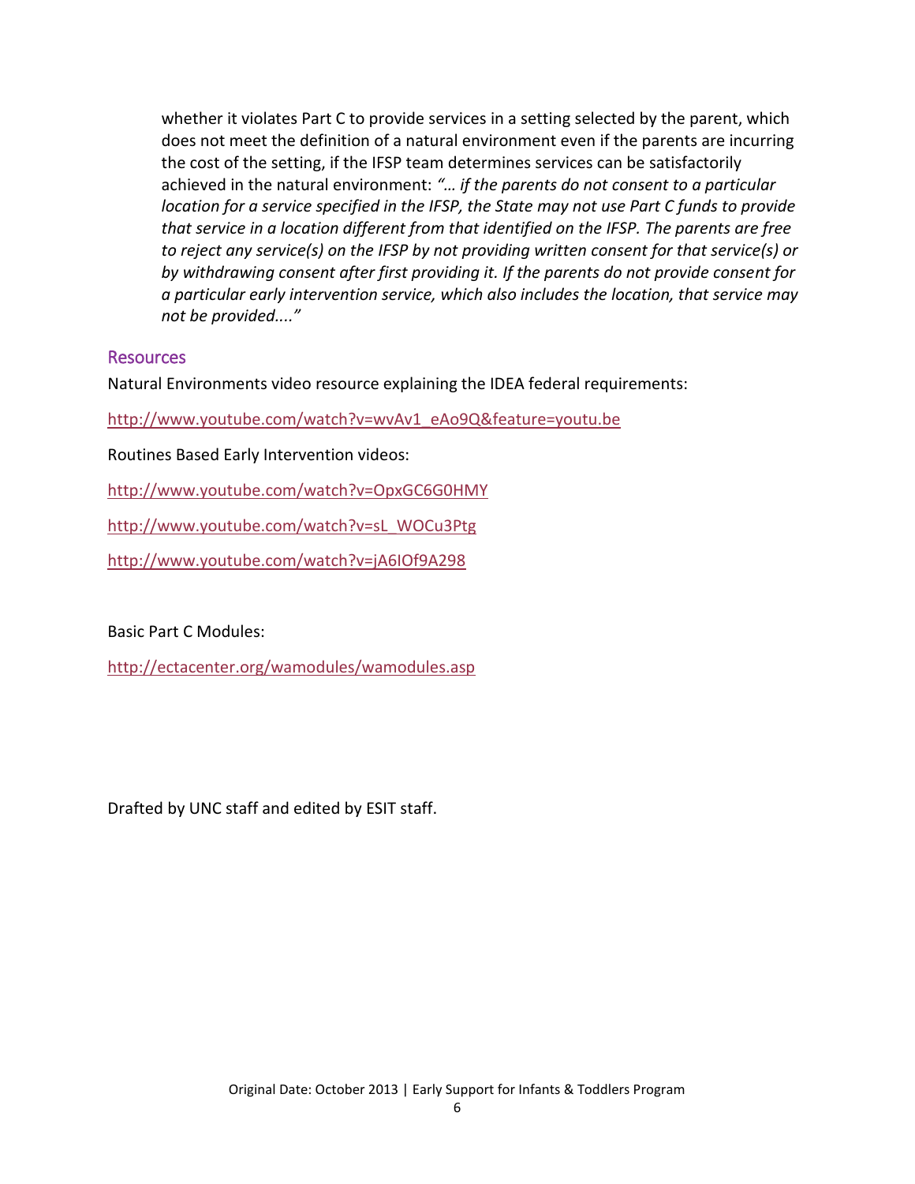whether it violates Part C to provide services in a setting selected by the parent, which does not meet the definition of a natural environment even if the parents are incurring the cost of the setting, if the IFSP team determines services can be satisfactorily achieved in the natural environment: *"… if the parents do not consent to a particular location for a service specified in the IFSP, the State may not use Part C funds to provide that service in a location different from that identified on the IFSP. The parents are free to reject any service(s) on the IFSP by not providing written consent for that service(s) or by withdrawing consent after first providing it. If the parents do not provide consent for a particular early intervention service, which also includes the location, that service may not be provided…."*

## Resources

Natural Environments video resource explaining the IDEA federal requirements:

http://www.youtube.com/watch?v=wvAv1_eAo9Q&feature=youtu.be

Routines Based Early Intervention videos:

http://www.youtube.com/watch?v=OpxGC6G0HMY

http://www.youtube.com/watch?v=sL_WOCu3Ptg

http://www.youtube.com/watch?v=jA6IOf9A298

Basic Part C Modules:

http://ectacenter.org/wamodules/wamodules.asp

Drafted by UNC staff and edited by ESIT staff.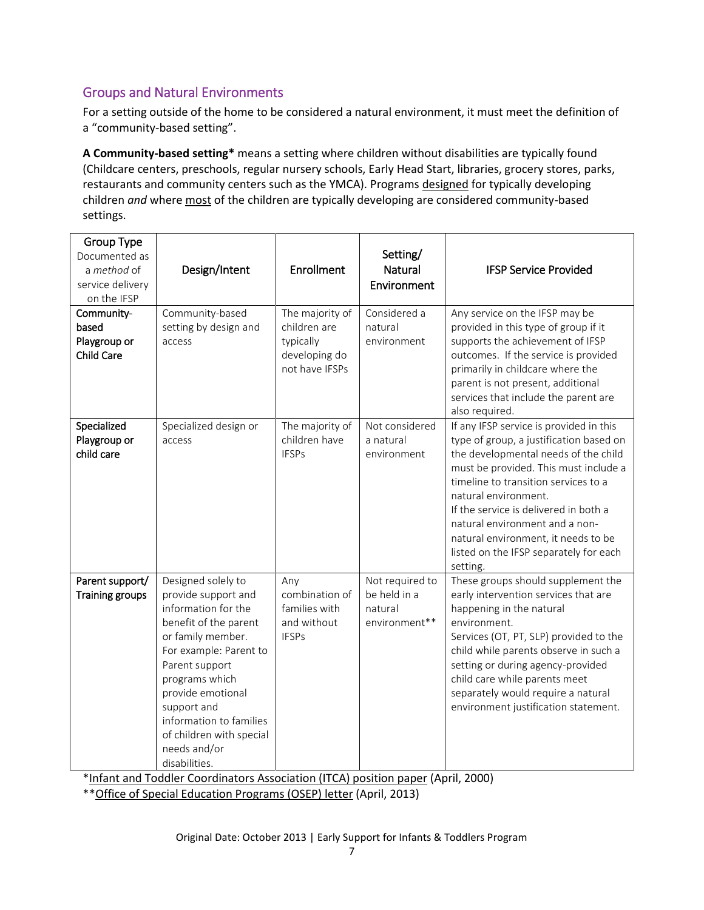## Groups and Natural Environments

For a setting outside of the home to be considered a natural environment, it must meet the definition of a "community-based setting".

**A Community-based setting*** means a setting where children without disabilities are typically found (Childcare centers, preschools, regular nursery schools, Early Head Start, libraries, grocery stores, parks, restaurants and community centers such as the YMCA). Programs designed for typically developing children *and* where most of the children are typically developing are considered community-based settings.

| Group Type<br>Documented as a *method* of service delivery on the IFSP | Design/Intent | Enrollment | Setting/ Natural Environment | IFSP Service Provided |
|---|---|---|---|---|
| Community-based Playgroup or Child Care | Community-based setting by design and access | The majority of children are typically developing do not have IFSPs | Considered a natural environment | Any service on the IFSP may be provided in this type of group if it supports the achievement of IFSP outcomes. If the service is provided primarily in childcare where the parent is not present, additional services that include the parent are also required. |
| Specialized Playgroup or child care | Specialized design or access | The majority of children have IFSPs | Not considered a natural environment | If any IFSP service is provided in this type of group, a justification based on the developmental needs of the child must be provided. This must include a timeline to transition services to a natural environment.<br>If the service is delivered in both a natural environment and a non-natural environment, it needs to be listed on the IFSP separately for each setting. |
| Parent support/ Training groups | Designed solely to provide support and information for the benefit of the parent or family member. For example: Parent to Parent support programs which provide emotional support and information to families of children with special needs and/or disabilities. | Any combination of families with and without IFSPs | Not required to be held in a natural environment** | These groups should supplement the early intervention services that are happening in the natural environment.<br>Services (OT, PT, SLP) provided to the child while parents observe in such a setting or during agency-provided child care while parents meet separately would require a natural environment justification statement. |

*Infant and Toddler Coordinators Association (ITCA) position paper (April, 2000)

**Office of Special Education Programs (OSEP) letter (April, 2013)

Original Date: October 2013 | Early Support for Infants & Toddlers Program